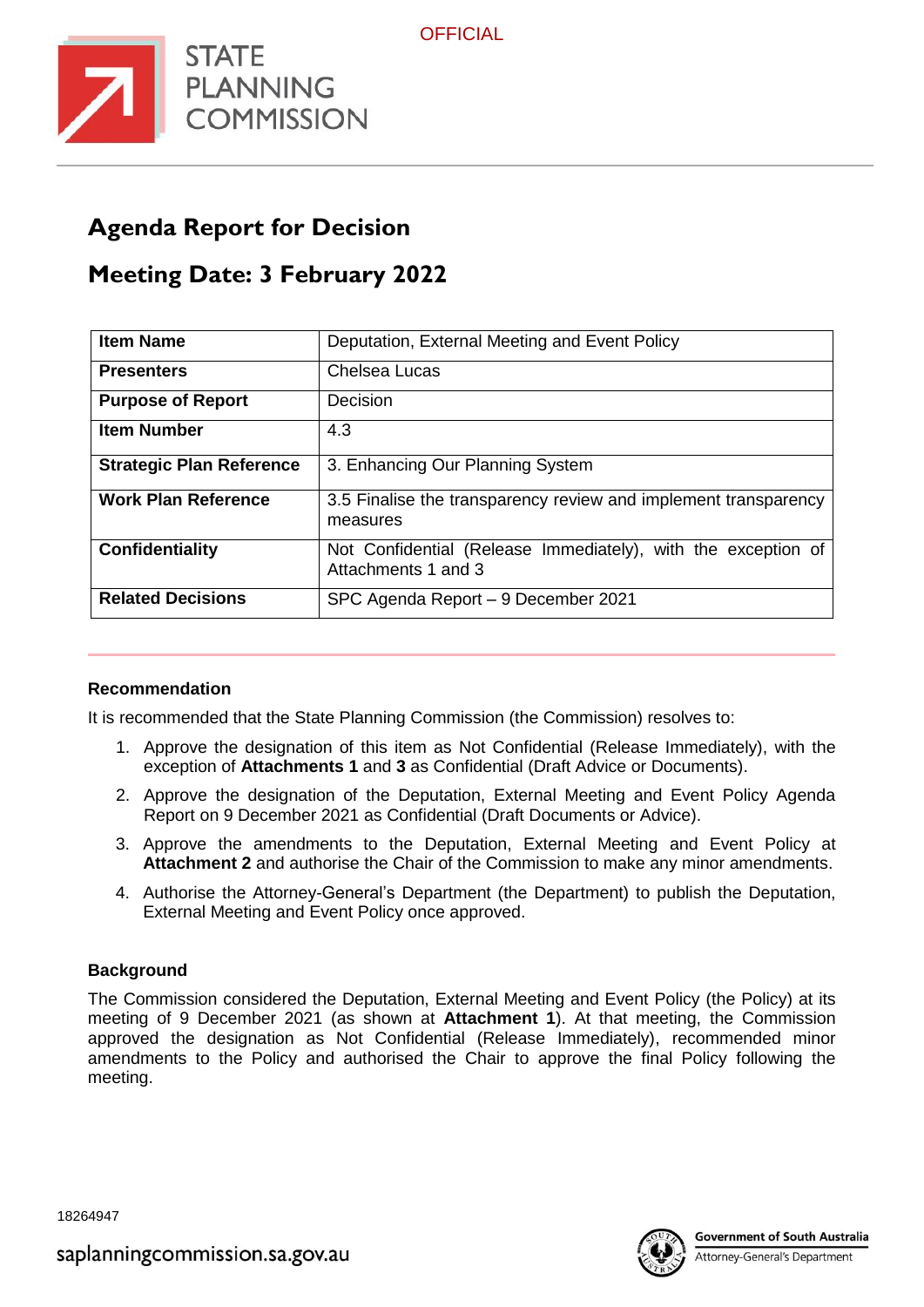# Agenda Report for Decision

## Meeting Date: 3 February 2022

| Item Name | Deputation, External Meeting and Event Policy |
|---|---|
| **Presenters** | Chelsea Lucas |
| **Purpose of Report** | Decision |
| **Item Number** | 4.3 |
| **Strategic Plan Reference** | 3. Enhancing Our Planning System |
| **Work Plan Reference** | 3.5 Finalise the transparency review and implement transparency measures |
| **Confidentiality** | Not Confidential (Release Immediately), with the exception of Attachments 1 and 3 |
| **Related Decisions** | SPC Agenda Report – 9 December 2021 |

### Recommendation

It is recommended that the State Planning Commission (the Commission) resolves to:

1. Approve the designation of this item as Not Confidential (Release Immediately), with the exception of **Attachments 1** and **3** as Confidential (Draft Advice or Documents).
2. Approve the designation of the Deputation, External Meeting and Event Policy Agenda Report on 9 December 2021 as Confidential (Draft Documents or Advice).
3. Approve the amendments to the Deputation, External Meeting and Event Policy at **Attachment 2** and authorise the Chair of the Commission to make any minor amendments.
4. Authorise the Attorney-General's Department (the Department) to publish the Deputation, External Meeting and Event Policy once approved.

### Background

The Commission considered the Deputation, External Meeting and Event Policy (the Policy) at its meeting of 9 December 2021 (as shown at **Attachment 1**). At that meeting, the Commission approved the designation as Not Confidential (Release Immediately), recommended minor amendments to the Policy and authorised the Chair to approve the final Policy following the meeting.

18264947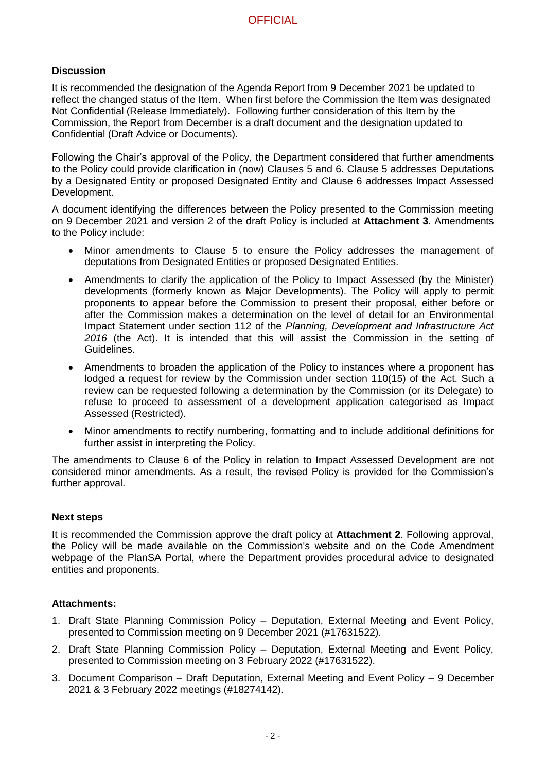**Discussion**

It is recommended the designation of the Agenda Report from 9 December 2021 be updated to reflect the changed status of the Item. When first before the Commission the Item was designated Not Confidential (Release Immediately). Following further consideration of this Item by the Commission, the Report from December is a draft document and the designation updated to Confidential (Draft Advice or Documents).

Following the Chair's approval of the Policy, the Department considered that further amendments to the Policy could provide clarification in (now) Clauses 5 and 6. Clause 5 addresses Deputations by a Designated Entity or proposed Designated Entity and Clause 6 addresses Impact Assessed Development.

A document identifying the differences between the Policy presented to the Commission meeting on 9 December 2021 and version 2 of the draft Policy is included at **Attachment 3**. Amendments to the Policy include:

- Minor amendments to Clause 5 to ensure the Policy addresses the management of deputations from Designated Entities or proposed Designated Entities.
- Amendments to clarify the application of the Policy to Impact Assessed (by the Minister) developments (formerly known as Major Developments). The Policy will apply to permit proponents to appear before the Commission to present their proposal, either before or after the Commission makes a determination on the level of detail for an Environmental Impact Statement under section 112 of the *Planning, Development and Infrastructure Act 2016* (the Act). It is intended that this will assist the Commission in the setting of Guidelines.
- Amendments to broaden the application of the Policy to instances where a proponent has lodged a request for review by the Commission under section 110(15) of the Act. Such a review can be requested following a determination by the Commission (or its Delegate) to refuse to proceed to assessment of a development application categorised as Impact Assessed (Restricted).
- Minor amendments to rectify numbering, formatting and to include additional definitions for further assist in interpreting the Policy.

The amendments to Clause 6 of the Policy in relation to Impact Assessed Development are not considered minor amendments. As a result, the revised Policy is provided for the Commission's further approval.

**Next steps**

It is recommended the Commission approve the draft policy at **Attachment 2**. Following approval, the Policy will be made available on the Commission's website and on the Code Amendment webpage of the PlanSA Portal, where the Department provides procedural advice to designated entities and proponents.

**Attachments:**

1. Draft State Planning Commission Policy – Deputation, External Meeting and Event Policy, presented to Commission meeting on 9 December 2021 (#17631522).
2. Draft State Planning Commission Policy – Deputation, External Meeting and Event Policy, presented to Commission meeting on 3 February 2022 (#17631522).
3. Document Comparison – Draft Deputation, External Meeting and Event Policy – 9 December 2021 & 3 February 2022 meetings (#18274142).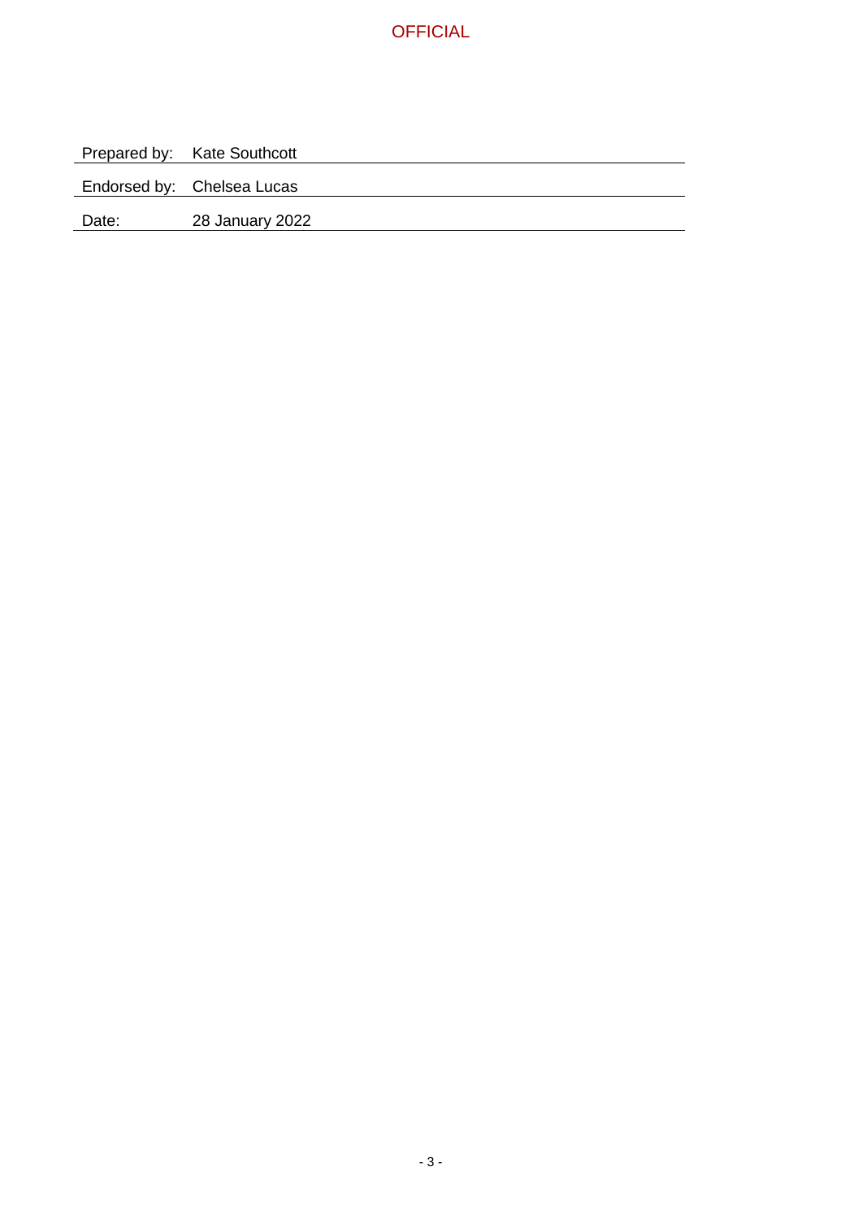| | |
|---|---|
| Prepared by: | Kate Southcott |
| Endorsed by: | Chelsea Lucas |
| Date: | 28 January 2022 |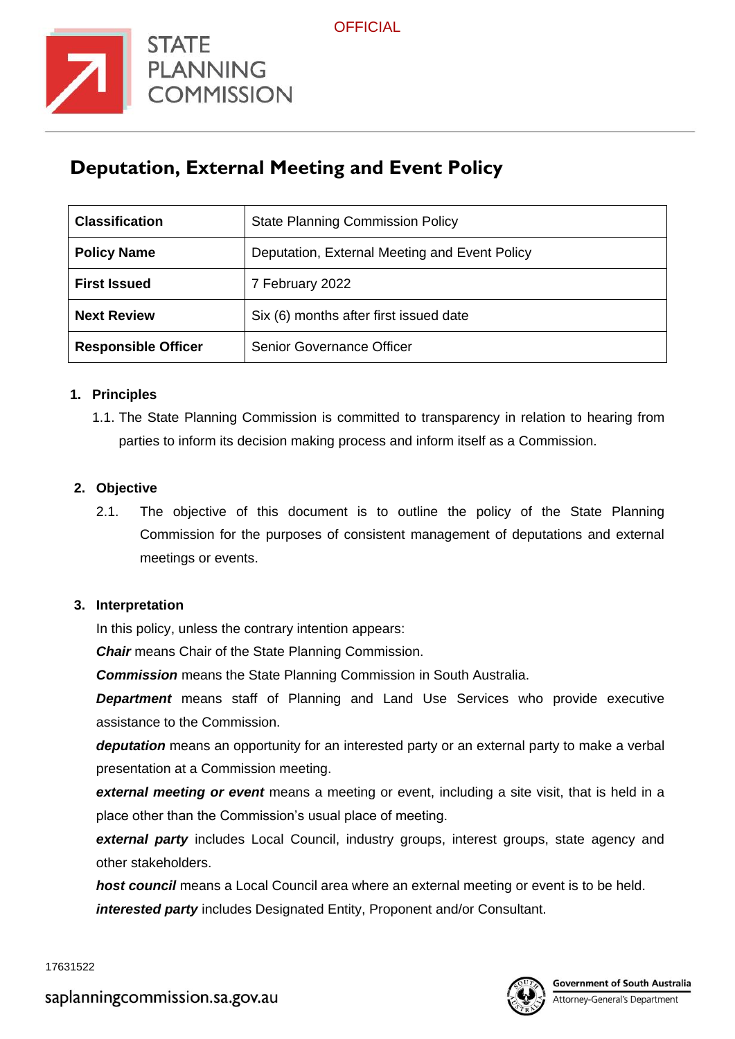# Deputation, External Meeting and Event Policy

| Classification | State Planning Commission Policy |
|---|---|
| **Policy Name** | Deputation, External Meeting and Event Policy |
| **First Issued** | 7 February 2022 |
| **Next Review** | Six (6) months after first issued date |
| **Responsible Officer** | Senior Governance Officer |

## 1. Principles

1.1. The State Planning Commission is committed to transparency in relation to hearing from parties to inform its decision making process and inform itself as a Commission.

## 2. Objective

2.1. The objective of this document is to outline the policy of the State Planning Commission for the purposes of consistent management of deputations and external meetings or events.

## 3. Interpretation

In this policy, unless the contrary intention appears:

***Chair*** means Chair of the State Planning Commission.

***Commission*** means the State Planning Commission in South Australia.

***Department*** means staff of Planning and Land Use Services who provide executive assistance to the Commission.

***deputation*** means an opportunity for an interested party or an external party to make a verbal presentation at a Commission meeting.

***external meeting or event*** means a meeting or event, including a site visit, that is held in a place other than the Commission's usual place of meeting.

***external party*** includes Local Council, industry groups, interest groups, state agency and other stakeholders.

***host council*** means a Local Council area where an external meeting or event is to be held.

***interested party*** includes Designated Entity, Proponent and/or Consultant.

17631522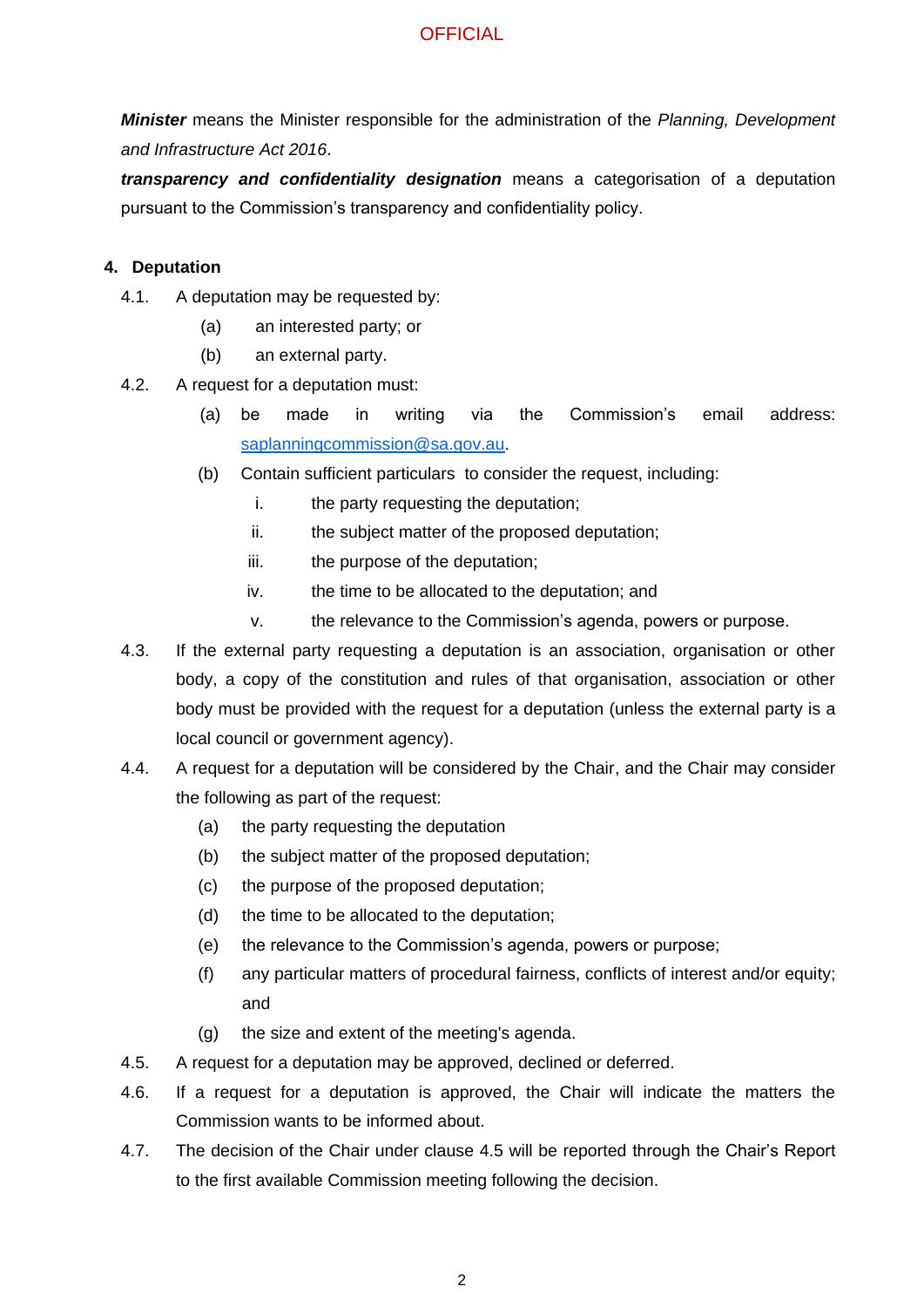***Minister*** means the Minister responsible for the administration of the *Planning, Development and Infrastructure Act 2016*.

***transparency and confidentiality designation*** means a categorisation of a deputation pursuant to the Commission's transparency and confidentiality policy.

**4. Deputation**

4.1. A deputation may be requested by:

- (a) an interested party; or
- (b) an external party.

4.2. A request for a deputation must:

- (a) be made in writing via the Commission's email address: saplanningcommission@sa.gov.au.
- (b) Contain sufficient particulars to consider the request, including:
  - i. the party requesting the deputation;
  - ii. the subject matter of the proposed deputation;
  - iii. the purpose of the deputation;
  - iv. the time to be allocated to the deputation; and
  - v. the relevance to the Commission's agenda, powers or purpose.

4.3. If the external party requesting a deputation is an association, organisation or other body, a copy of the constitution and rules of that organisation, association or other body must be provided with the request for a deputation (unless the external party is a local council or government agency).

4.4. A request for a deputation will be considered by the Chair, and the Chair may consider the following as part of the request:

- (a) the party requesting the deputation
- (b) the subject matter of the proposed deputation;
- (c) the purpose of the proposed deputation;
- (d) the time to be allocated to the deputation;
- (e) the relevance to the Commission's agenda, powers or purpose;
- (f) any particular matters of procedural fairness, conflicts of interest and/or equity; and
- (g) the size and extent of the meeting's agenda.

4.5. A request for a deputation may be approved, declined or deferred.

4.6. If a request for a deputation is approved, the Chair will indicate the matters the Commission wants to be informed about.

4.7. The decision of the Chair under clause 4.5 will be reported through the Chair's Report to the first available Commission meeting following the decision.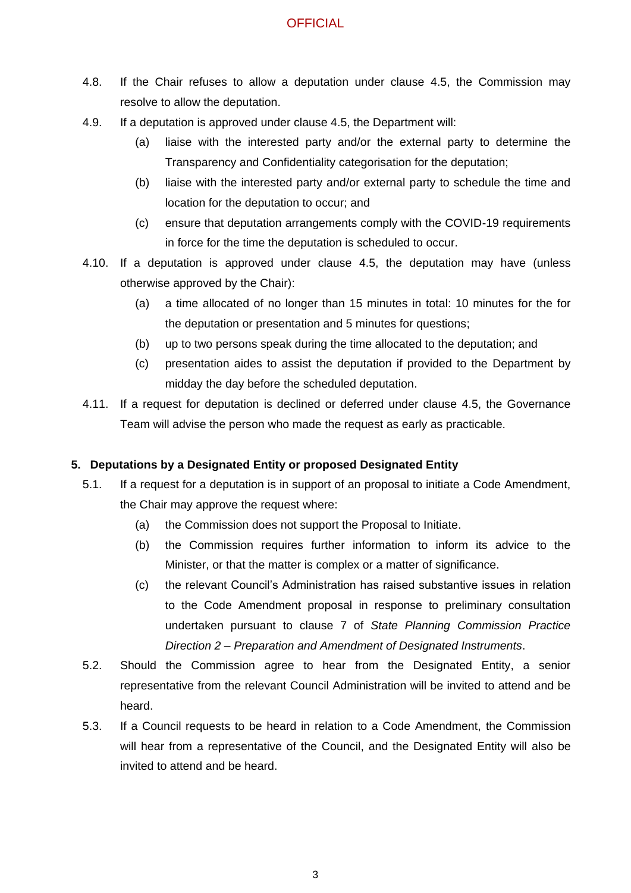4.8. If the Chair refuses to allow a deputation under clause 4.5, the Commission may resolve to allow the deputation.

4.9. If a deputation is approved under clause 4.5, the Department will:

   (a) liaise with the interested party and/or the external party to determine the Transparency and Confidentiality categorisation for the deputation;

   (b) liaise with the interested party and/or external party to schedule the time and location for the deputation to occur; and

   (c) ensure that deputation arrangements comply with the COVID-19 requirements in force for the time the deputation is scheduled to occur.

4.10. If a deputation is approved under clause 4.5, the deputation may have (unless otherwise approved by the Chair):

   (a) a time allocated of no longer than 15 minutes in total: 10 minutes for the for the deputation or presentation and 5 minutes for questions;

   (b) up to two persons speak during the time allocated to the deputation; and

   (c) presentation aides to assist the deputation if provided to the Department by midday the day before the scheduled deputation.

4.11. If a request for deputation is declined or deferred under clause 4.5, the Governance Team will advise the person who made the request as early as practicable.

## 5. Deputations by a Designated Entity or proposed Designated Entity

5.1. If a request for a deputation is in support of an proposal to initiate a Code Amendment, the Chair may approve the request where:

   (a) the Commission does not support the Proposal to Initiate.

   (b) the Commission requires further information to inform its advice to the Minister, or that the matter is complex or a matter of significance.

   (c) the relevant Council's Administration has raised substantive issues in relation to the Code Amendment proposal in response to preliminary consultation undertaken pursuant to clause 7 of *State Planning Commission Practice Direction 2 – Preparation and Amendment of Designated Instruments*.

5.2. Should the Commission agree to hear from the Designated Entity, a senior representative from the relevant Council Administration will be invited to attend and be heard.

5.3. If a Council requests to be heard in relation to a Code Amendment, the Commission will hear from a representative of the Council, and the Designated Entity will also be invited to attend and be heard.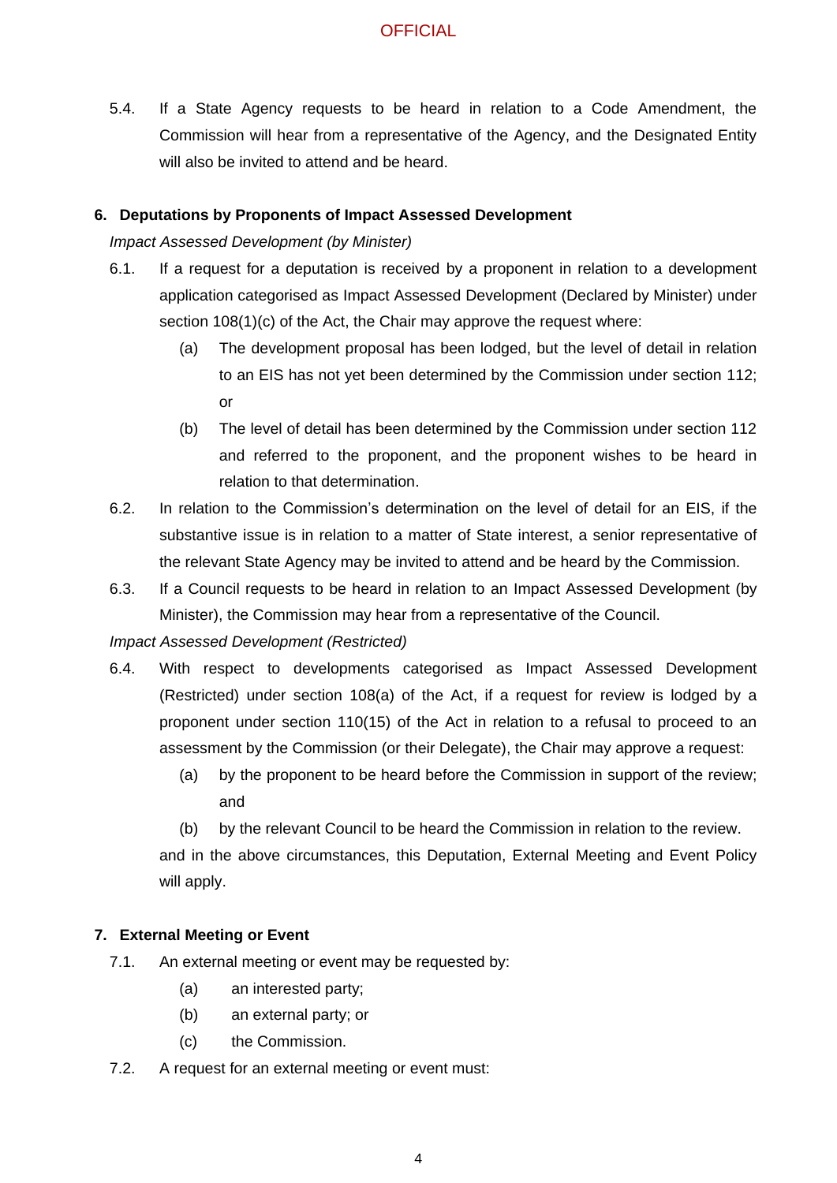5.4. If a State Agency requests to be heard in relation to a Code Amendment, the Commission will hear from a representative of the Agency, and the Designated Entity will also be invited to attend and be heard.

## 6. Deputations by Proponents of Impact Assessed Development

*Impact Assessed Development (by Minister)*

6.1. If a request for a deputation is received by a proponent in relation to a development application categorised as Impact Assessed Development (Declared by Minister) under section 108(1)(c) of the Act, the Chair may approve the request where:

- (a) The development proposal has been lodged, but the level of detail in relation to an EIS has not yet been determined by the Commission under section 112; or
- (b) The level of detail has been determined by the Commission under section 112 and referred to the proponent, and the proponent wishes to be heard in relation to that determination.

6.2. In relation to the Commission's determination on the level of detail for an EIS, if the substantive issue is in relation to a matter of State interest, a senior representative of the relevant State Agency may be invited to attend and be heard by the Commission.

6.3. If a Council requests to be heard in relation to an Impact Assessed Development (by Minister), the Commission may hear from a representative of the Council.

*Impact Assessed Development (Restricted)*

6.4. With respect to developments categorised as Impact Assessed Development (Restricted) under section 108(a) of the Act, if a request for review is lodged by a proponent under section 110(15) of the Act in relation to a refusal to proceed to an assessment by the Commission (or their Delegate), the Chair may approve a request:

- (a) by the proponent to be heard before the Commission in support of the review; and
- (b) by the relevant Council to be heard the Commission in relation to the review.

and in the above circumstances, this Deputation, External Meeting and Event Policy will apply.

## 7. External Meeting or Event

7.1. An external meeting or event may be requested by:

- (a) an interested party;
- (b) an external party; or
- (c) the Commission.

7.2. A request for an external meeting or event must: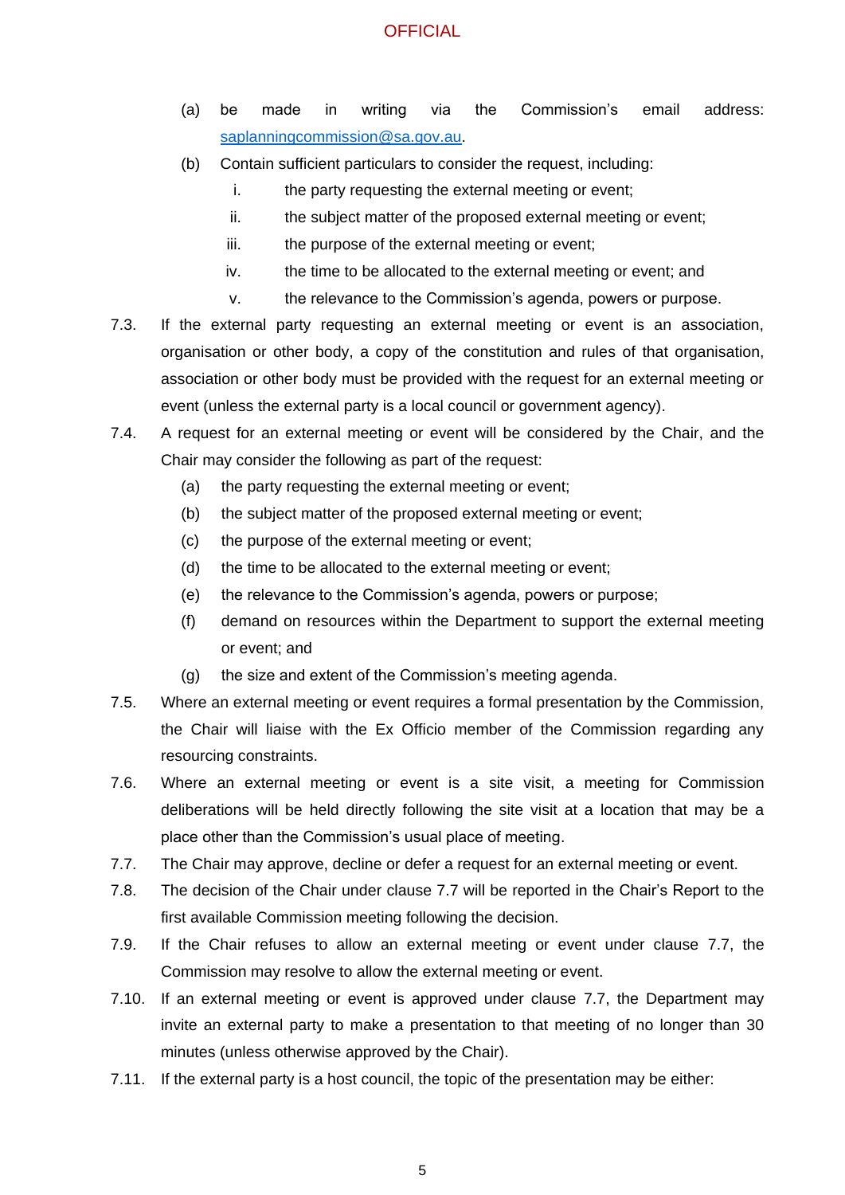(a) be made in writing via the Commission's email address: saplanningcommission@sa.gov.au.

(b) Contain sufficient particulars to consider the request, including:

   i. the party requesting the external meeting or event;

   ii. the subject matter of the proposed external meeting or event;

   iii. the purpose of the external meeting or event;

   iv. the time to be allocated to the external meeting or event; and

   v. the relevance to the Commission's agenda, powers or purpose.

7.3. If the external party requesting an external meeting or event is an association, organisation or other body, a copy of the constitution and rules of that organisation, association or other body must be provided with the request for an external meeting or event (unless the external party is a local council or government agency).

7.4. A request for an external meeting or event will be considered by the Chair, and the Chair may consider the following as part of the request:

   (a) the party requesting the external meeting or event;

   (b) the subject matter of the proposed external meeting or event;

   (c) the purpose of the external meeting or event;

   (d) the time to be allocated to the external meeting or event;

   (e) the relevance to the Commission's agenda, powers or purpose;

   (f) demand on resources within the Department to support the external meeting or event; and

   (g) the size and extent of the Commission's meeting agenda.

7.5. Where an external meeting or event requires a formal presentation by the Commission, the Chair will liaise with the Ex Officio member of the Commission regarding any resourcing constraints.

7.6. Where an external meeting or event is a site visit, a meeting for Commission deliberations will be held directly following the site visit at a location that may be a place other than the Commission's usual place of meeting.

7.7. The Chair may approve, decline or defer a request for an external meeting or event.

7.8. The decision of the Chair under clause 7.7 will be reported in the Chair's Report to the first available Commission meeting following the decision.

7.9. If the Chair refuses to allow an external meeting or event under clause 7.7, the Commission may resolve to allow the external meeting or event.

7.10. If an external meeting or event is approved under clause 7.7, the Department may invite an external party to make a presentation to that meeting of no longer than 30 minutes (unless otherwise approved by the Chair).

7.11. If the external party is a host council, the topic of the presentation may be either: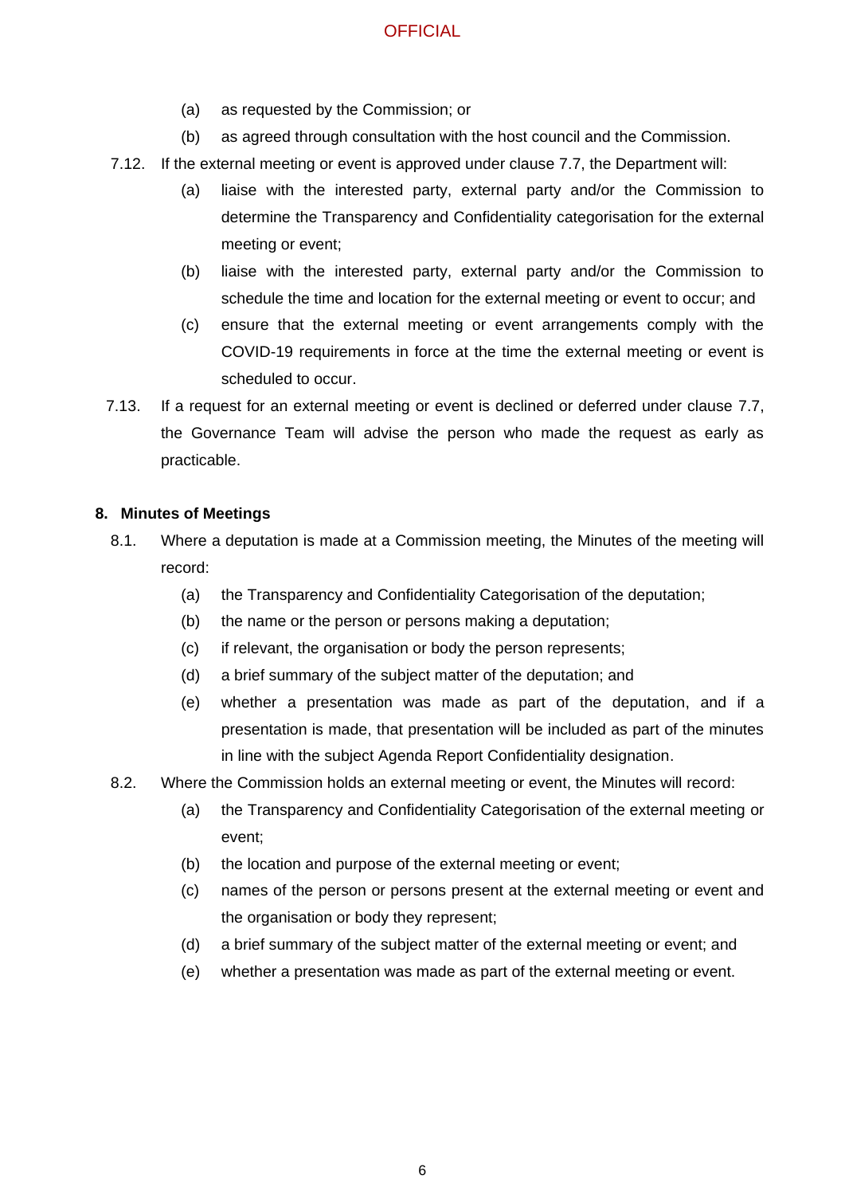(a) as requested by the Commission; or

(b) as agreed through consultation with the host council and the Commission.

7.12. If the external meeting or event is approved under clause 7.7, the Department will:

(a) liaise with the interested party, external party and/or the Commission to determine the Transparency and Confidentiality categorisation for the external meeting or event;

(b) liaise with the interested party, external party and/or the Commission to schedule the time and location for the external meeting or event to occur; and

(c) ensure that the external meeting or event arrangements comply with the COVID-19 requirements in force at the time the external meeting or event is scheduled to occur.

7.13. If a request for an external meeting or event is declined or deferred under clause 7.7, the Governance Team will advise the person who made the request as early as practicable.

## 8. Minutes of Meetings

8.1. Where a deputation is made at a Commission meeting, the Minutes of the meeting will record:

(a) the Transparency and Confidentiality Categorisation of the deputation;

(b) the name or the person or persons making a deputation;

(c) if relevant, the organisation or body the person represents;

(d) a brief summary of the subject matter of the deputation; and

(e) whether a presentation was made as part of the deputation, and if a presentation is made, that presentation will be included as part of the minutes in line with the subject Agenda Report Confidentiality designation.

8.2. Where the Commission holds an external meeting or event, the Minutes will record:

(a) the Transparency and Confidentiality Categorisation of the external meeting or event;

(b) the location and purpose of the external meeting or event;

(c) names of the person or persons present at the external meeting or event and the organisation or body they represent;

(d) a brief summary of the subject matter of the external meeting or event; and

(e) whether a presentation was made as part of the external meeting or event.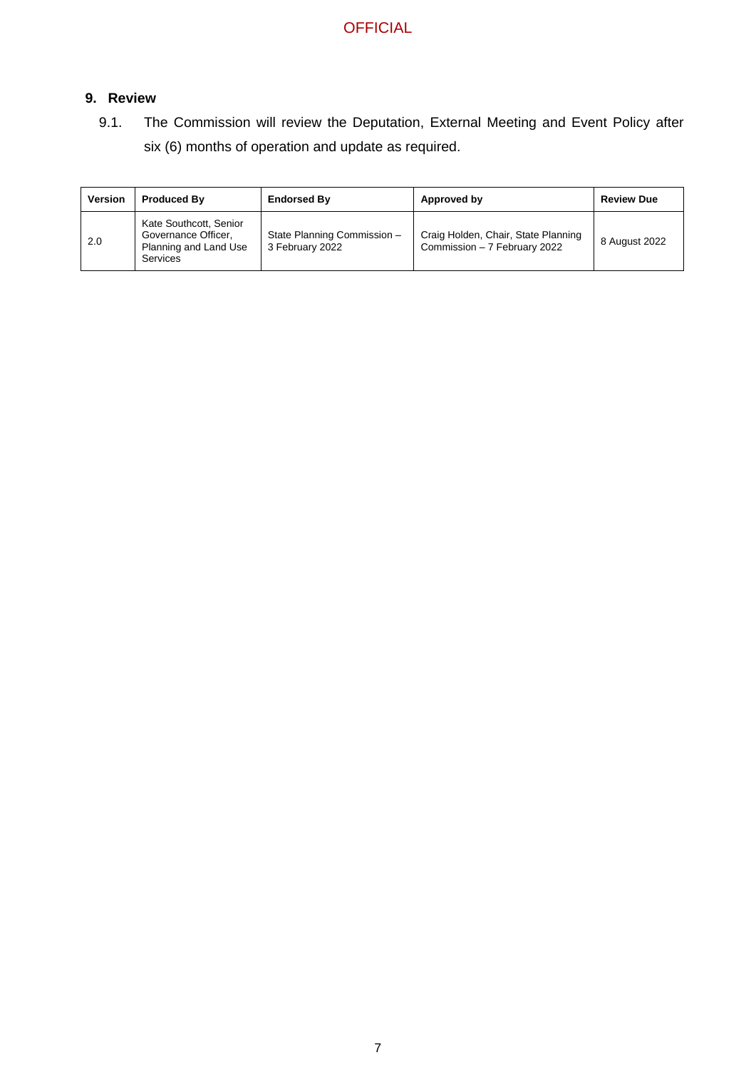## 9. Review

9.1. The Commission will review the Deputation, External Meeting and Event Policy after six (6) months of operation and update as required.

| Version | Produced By | Endorsed By | Approved by | Review Due |
|---|---|---|---|---|
| 2.0 | Kate Southcott, Senior Governance Officer, Planning and Land Use Services | State Planning Commission – 3 February 2022 | Craig Holden, Chair, State Planning Commission – 7 February 2022 | 8 August 2022 |